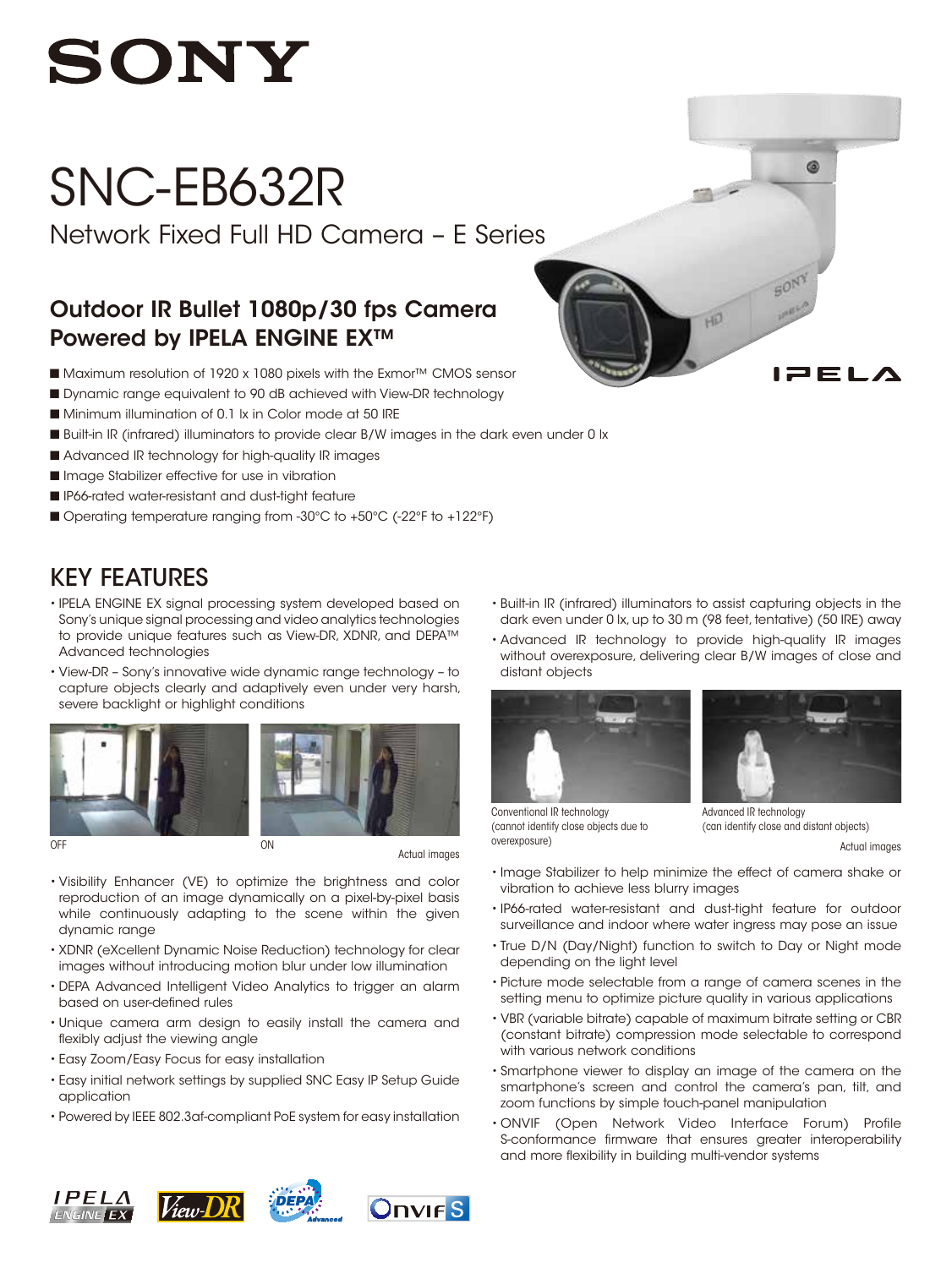# SONY

# SNC-EB632R

Network Fixed Full HD Camera – E Series

## Outdoor IR Bullet 1080p/30 fps Camera Powered by IPELA ENGINE EX™

- Maximum resolution of 1920 x 1080 pixels with the Exmor™ CMOS sensor
- Dynamic range equivalent to 90 dB achieved with View-DR technology
- Minimum illumination of 0.1 lx in Color mode at 50 IRE
- Built-in IR (infrared) illuminators to provide clear B/W images in the dark even under 0 lx
- Advanced IR technology for high-quality IR images
- Image Stabilizer effective for use in vibration
- IP66-rated water-resistant and dust-tight feature
- Operating temperature ranging from -30°C to +50°C (-22°F to +122°F)

IPELA

## KEY FEATURES

- IPELA ENGINE EX signal processing system developed based on Sony's unique signal processing and video analytics technologies to provide unique features such as View-DR, XDNR, and DEPA™ Advanced technologies
- View-DR – Sony's innovative wide dynamic range technology – to capture objects clearly and adaptively even under very harsh, severe backlight or highlight conditions

OFF ON

Actual images

- Visibility Enhancer (VE) to optimize the brightness and color reproduction of an image dynamically on a pixel-by-pixel basis while continuously adapting to the scene within the given dynamic range
- XDNR (eXcellent Dynamic Noise Reduction) technology for clear images without introducing motion blur under low illumination
- DEPA Advanced Intelligent Video Analytics to trigger an alarm based on user-defined rules
- Unique camera arm design to easily install the camera and flexibly adjust the viewing angle
- Easy Zoom/Easy Focus for easy installation
- Easy initial network settings by supplied SNC Easy IP Setup Guide application
- Powered by IEEE 802.3af-compliant PoE system for easy installation
- Built-in IR (infrared) illuminators to assist capturing objects in the dark even under 0 lx, up to 30 m (98 feet, tentative) (50 IRE) away
- Advanced IR technology to provide high-quality IR images without overexposure, delivering clear B/W images of close and distant objects

Conventional IR technology (cannot identify close objects due to overexposure)

Advanced IR technology (can identify close and distant objects)

Actual images

- Image Stabilizer to help minimize the effect of camera shake or vibration to achieve less blurry images
- IP66-rated water-resistant and dust-tight feature for outdoor surveillance and indoor where water ingress may pose an issue
- True D/N (Day/Night) function to switch to Day or Night mode depending on the light level
- Picture mode selectable from a range of camera scenes in the setting menu to optimize picture quality in various applications
- VBR (variable bitrate) capable of maximum bitrate setting or CBR (constant bitrate) compression mode selectable to correspond with various network conditions
- Smartphone viewer to display an image of the camera on the smartphone's screen and control the camera's pan, tilt, and zoom functions by simple touch-panel manipulation
- ONVIF (Open Network Video Interface Forum) Profile S-conformance firmware that ensures greater interoperability and more flexibility in building multi-vendor systems

IPELA ENGINE EX | View-DR | DEPA Advanced | ONVIF S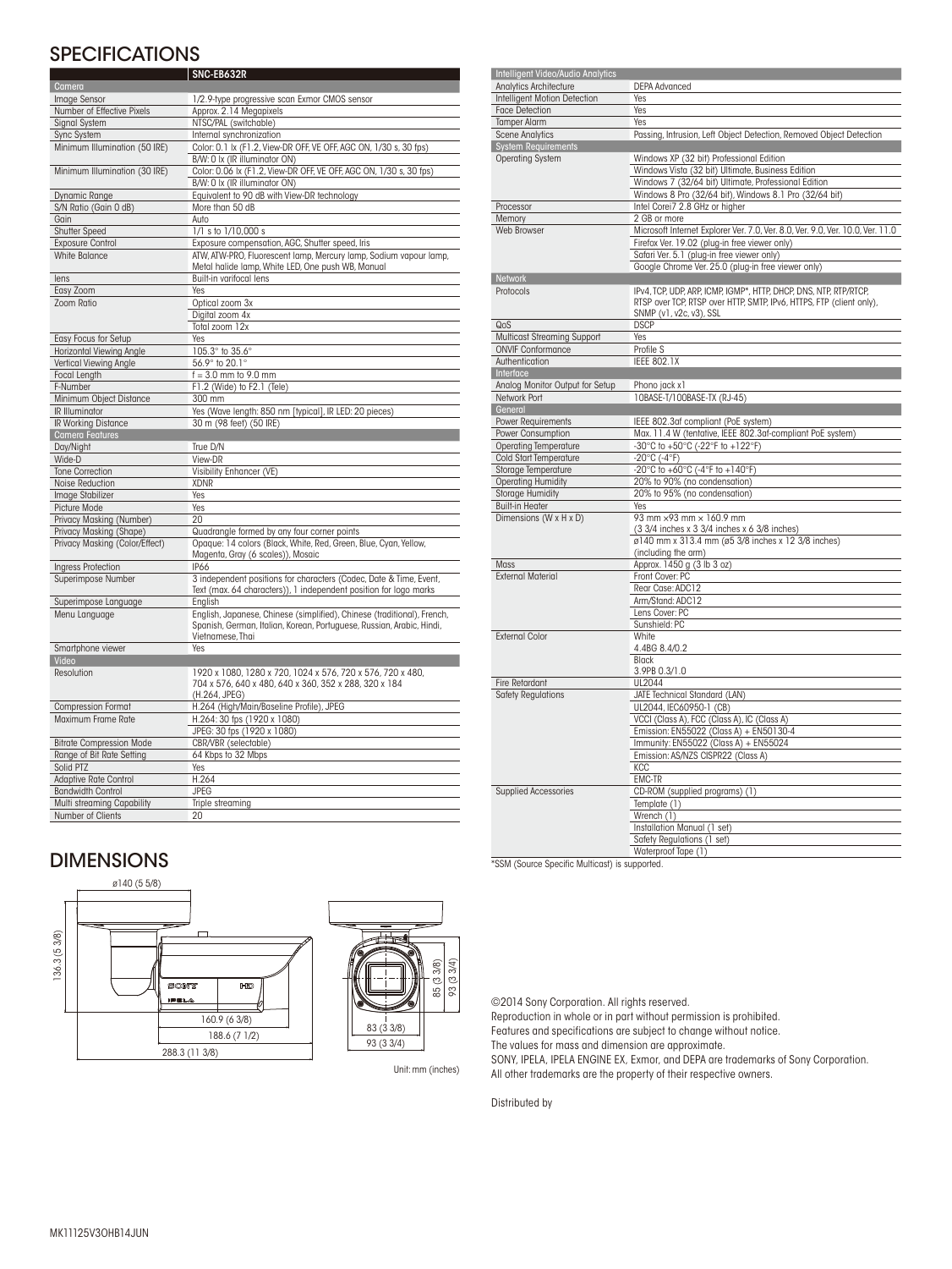## SPECIFICATIONS

| | SNC-EB632R |
|---|---|
| **Camera** | |
| Image Sensor | 1/2.9-type progressive scan Exmor CMOS sensor |
| Number of Effective Pixels | Approx. 2.14 Megapixels |
| Signal System | NTSC/PAL (switchable) |
| Sync System | Internal synchronization |
| Minimum Illumination (50 IRE) | Color: 0.1 lx (F1.2, View-DR OFF, VE OFF, AGC ON, 1/30 s, 30 fps)<br>B/W: 0 lx (IR illuminator ON) |
| Minimum Illumination (30 IRE) | Color: 0.06 lx (F1.2, View-DR OFF, VE OFF, AGC ON, 1/30 s, 30 fps)<br>B/W: 0 lx (IR illuminator ON) |
| Dynamic Range | Equivalent to 90 dB with View-DR technology |
| S/N Ratio (Gain 0 dB) | More than 50 dB |
| Gain | Auto |
| Shutter Speed | 1/1 s to 1/10,000 s |
| Exposure Control | Exposure compensation, AGC, Shutter speed, Iris |
| White Balance | ATW, ATW-PRO, Fluorescent lamp, Mercury lamp, Sodium vapour lamp, Metal halide lamp, White LED, One push WB, Manual |
| lens | Built-in varifocal lens |
| Easy Zoom | Yes |
| Zoom Ratio | Optical zoom 3x<br>Digital zoom 4x<br>Total zoom 12x |
| Easy Focus for Setup | Yes |
| Horizontal Viewing Angle | 105.3° to 35.6° |
| Vertical Viewing Angle | 56.9° to 20.1° |
| Focal Length | f = 3.0 mm to 9.0 mm |
| F-Number | F1.2 (Wide) to F2.1 (Tele) |
| Minimum Object Distance | 300 mm |
| IR Illuminator | Yes (Wave length: 850 nm [typical], IR LED: 20 pieces) |
| IR Working Distance | 30 m (98 feet) (50 IRE) |
| **Camera Features** | |
| Day/Night | True D/N |
| Wide-D | View-DR |
| Tone Correction | Visibility Enhancer (VE) |
| Noise Reduction | XDNR |
| Image Stabilizer | Yes |
| Picture Mode | Yes |
| Privacy Masking (Number) | 20 |
| Privacy Masking (Shape) | Quadrangle formed by any four corner points |
| Privacy Masking (Color/Effect) | Opaque: 14 colors (Black, White, Red, Green, Blue, Cyan, Yellow, Magenta, Gray (6 scales)), Mosaic |
| Ingress Protection | IP66 |
| Superimpose Number | 3 independent positions for characters (Codec, Date & Time, Event, Text (max. 64 characters)), 1 independent position for logo marks |
| Superimpose Language | English |
| Menu Language | English, Japanese, Chinese (simplified), Chinese (traditional), French, Spanish, German, Italian, Korean, Portuguese, Russian, Arabic, Hindi, Vietnamese, Thai |
| Smartphone viewer | Yes |
| **Video** | |
| Resolution | 1920 x 1080, 1280 x 720, 1024 x 576, 720 x 576, 720 x 480, 704 x 576, 640 x 480, 640 x 360, 352 x 288, 320 x 184 (H.264, JPEG) |
| Compression Format | H.264 (High/Main/Baseline Profile), JPEG |
| Maximum Frame Rate | H.264: 30 fps (1920 x 1080)<br>JPEG: 30 fps (1920 x 1080) |
| Bitrate Compression Mode | CBR/VBR (selectable) |
| Range of Bit Rate Setting | 64 Kbps to 32 Mbps |
| Solid PTZ | Yes |
| Adaptive Rate Control | H.264 |
| Bandwidth Control | JPEG |
| Multi streaming Capability | Triple streaming |
| Number of Clients | 20 |
| **Intelligent Video/Audio Analytics** | |
| Analytics Architecture | DEPA Advanced |
| Intelligent Motion Detection | Yes |
| Face Detection | Yes |
| Tamper Alarm | Yes |
| Scene Analytics | Passing, Intrusion, Left Object Detection, Removed Object Detection |
| **System Requirements** | |
| Operating System | Windows XP (32 bit) Professional Edition<br>Windows Vista (32 bit) Ultimate, Business Edition<br>Windows 7 (32/64 bit) Ultimate, Professional Edition<br>Windows 8 Pro (32/64 bit), Windows 8.1 Pro (32/64 bit) |
| Processor | Intel Core i7 2.8 GHz or higher |
| Memory | 2 GB or more |
| Web Browser | Microsoft Internet Explorer Ver. 7.0, Ver. 8.0, Ver. 9.0, Ver. 10.0, Ver. 11.0<br>Firefox Ver. 19.02 (plug-in free viewer only)<br>Safari Ver. 5.1 (plug-in free viewer only)<br>Google Chrome Ver. 25.0 (plug-in free viewer only) |
| **Network** | |
| Protocols | IPv4, TCP, UDP, ARP, ICMP, IGMP*, HTTP, DHCP, DNS, NTP, RTP/RTCP, RTSP over TCP, RTSP over HTTP, SMTP, IPv6, HTTPS, FTP (client only), SNMP (v1, v2c, v3), SSL |
| QoS | DSCP |
| Multicast Streaming Support | Yes |
| ONVIF Conformance | Profile S |
| Authentication | IEEE 802.1X |
| **Interface** | |
| Analog Monitor Output for Setup | Phono jack x1 |
| Network Port | 10BASE-T/100BASE-TX (RJ-45) |
| **General** | |
| Power Requirements | IEEE 802.3af compliant (PoE system) |
| Power Consumption | Max. 11.4 W (tentative, IEEE 802.3af-compliant PoE system) |
| Operating Temperature | -30°C to +50°C (-22°F to +122°F) |
| Cold Start Temperature | -20°C (-4°F) |
| Storage Temperature | -20°C to +60°C (-4°F to +140°F) |
| Operating Humidity | 20% to 90% (no condensation) |
| Storage Humidity | 20% to 95% (no condensation) |
| Built-in Heater | Yes |
| Dimensions (W x H x D) | 93 mm ×93 mm × 160.9 mm<br>(3 3/4 inches x 3 3/4 inches x 6 3/8 inches)<br>ø140 mm x 313.4 mm (ø5 3/8 inches x 12 3/8 inches)<br>(including the arm) |
| Mass | Approx. 1450 g (3 lb 3 oz) |
| External Material | Front Cover: PC<br>Rear Case: ADC12<br>Arm/Stand: ADC12<br>Lens Cover: PC<br>Sunshield: PC |
| External Color | White<br>4.4BG 8.4/0.2<br>Black<br>3.9PB 0.3/1.0 |
| Fire Retardant | UL2044 |
| Safety Regulations | JATE Technical Standard (LAN)<br>UL2044, IEC60950-1 (CB)<br>VCCI (Class A), FCC (Class A), IC (Class A)<br>Emission: EN55022 (Class A) + EN50130-4<br>Immunity: EN55022 (Class A) + EN55024<br>Emission: AS/NZS CISPR22 (Class A)<br>KCC<br>EMC-TR |
| Supplied Accessories | CD-ROM (supplied programs) (1)<br>Template (1)<br>Wrench (1)<br>Installation Manual (1 set)<br>Safety Regulations (1 set)<br>Waterproof Tape (1) |

*SSM (Source Specific Multicast) is supported.

## DIMENSIONS

ø140 (5 5/8)
136.3 (5 3/8)
160.9 (6 3/8)
188.6 (7 1/2)
288.3 (11 3/8)
85 (3 3/8)
93 (3 3/4)
83 (3 3/8)
93 (3 3/4)

Unit: mm (inches)

©2014 Sony Corporation. All rights reserved.
Reproduction in whole or in part without permission is prohibited.
Features and specifications are subject to change without notice.
The values for mass and dimension are approximate.
SONY, IPELA, IPELA ENGINE EX, Exmor, and DEPA are trademarks of Sony Corporation.
All other trademarks are the property of their respective owners.

Distributed by

MK11125V3OHB14JUN